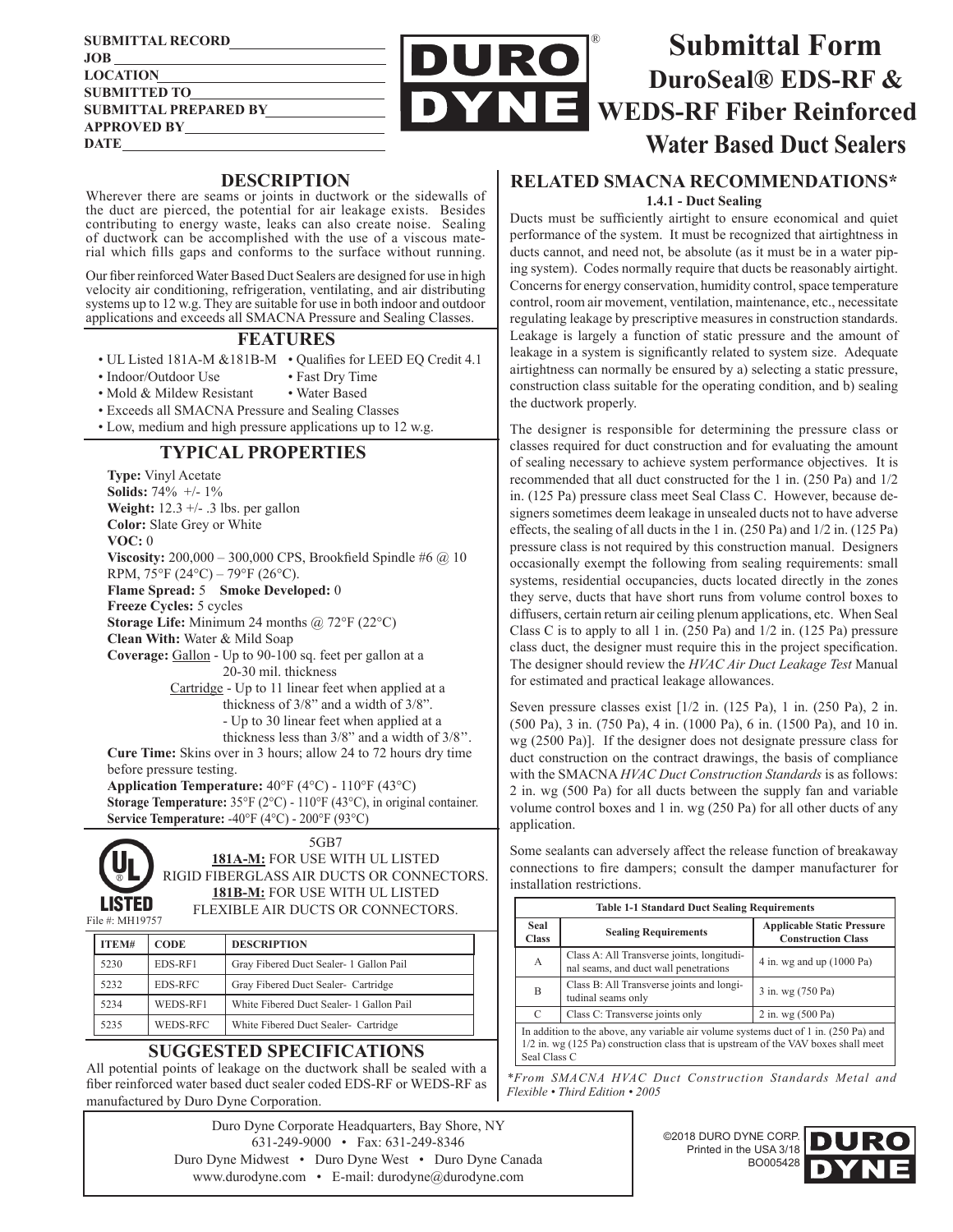SUBMITTAL RECORD\_\_\_\_\_\_\_\_\_\_\_\_\_\_\_\_\_\_\_\_
JOB \_\_\_\_\_\_\_\_\_\_\_\_\_\_\_\_\_\_\_\_
LOCATION\_\_\_\_\_\_\_\_\_\_\_\_\_\_\_\_\_\_\_\_
SUBMITTED TO\_\_\_\_\_\_\_\_\_\_\_\_\_\_\_\_\_\_\_\_
SUBMITTAL PREPARED BY\_\_\_\_\_\_\_\_\_\_\_\_\_\_\_\_\_\_\_\_
APPROVED BY\_\_\_\_\_\_\_\_\_\_\_\_\_\_\_\_\_\_\_\_
DATE\_\_\_\_\_\_\_\_\_\_\_\_\_\_\_\_\_\_\_\_

DURO DYNE®

# Submittal Form
# DuroSeal® EDS-RF & WEDS-RF Fiber Reinforced Water Based Duct Sealers

## DESCRIPTION

Wherever there are seams or joints in ductwork or the sidewalls of the duct are pierced, the potential for air leakage exists. Besides contributing to energy waste, leaks can also create noise. Sealing of ductwork can be accomplished with the use of a viscous material which fills gaps and conforms to the surface without running.

Our fiber reinforced Water Based Duct Sealers are designed for use in high velocity air conditioning, refrigeration, ventilating, and air distributing systems up to 12 w.g. They are suitable for use in both indoor and outdoor applications and exceeds all SMACNA Pressure and Sealing Classes.

## FEATURES

- UL Listed 181A-M &181B-M
- Qualifies for LEED EQ Credit 4.1
- Indoor/Outdoor Use
- Fast Dry Time
- Mold & Mildew Resistant
- Water Based
- Exceeds all SMACNA Pressure and Sealing Classes
- Low, medium and high pressure applications up to 12 w.g.

## TYPICAL PROPERTIES

**Type:** Vinyl Acetate
**Solids:** 74% +/- 1%
**Weight:** 12.3 +/- .3 lbs. per gallon
**Color:** Slate Grey or White
**VOC:** 0
**Viscosity:** 200,000 – 300,000 CPS, Brookfield Spindle #6 @ 10 RPM, 75°F (24°C) – 79°F (26°C).
**Flame Spread:** 5 **Smoke Developed:** 0
**Freeze Cycles:** 5 cycles
**Storage Life:** Minimum 24 months @ 72°F (22°C)
**Clean With:** Water & Mild Soap
**Coverage:** Gallon - Up to 90-100 sq. feet per gallon at a 20-30 mil. thickness
Cartridge - Up to 11 linear feet when applied at a thickness of 3/8" and a width of 3/8".
- Up to 30 linear feet when applied at a thickness less than 3/8" and a width of 3/8".

**Cure Time:** Skins over in 3 hours; allow 24 to 72 hours dry time before pressure testing.
**Application Temperature:** 40°F (4°C) - 110°F (43°C)
**Storage Temperature:** 35°F (2°C) - 110°F (43°C), in original container.
**Service Temperature:** -40°F (4°C) - 200°F (93°C)

UL LISTED
File #: MH19757

5GB7
**181A-M:** FOR USE WITH UL LISTED RIGID FIBERGLASS AIR DUCTS OR CONNECTORS.
**181B-M:** FOR USE WITH UL LISTED FLEXIBLE AIR DUCTS OR CONNECTORS.

| ITEM# | CODE | DESCRIPTION |
|---|---|---|
| 5230 | EDS-RF1 | Gray Fibered Duct Sealer- 1 Gallon Pail |
| 5232 | EDS-RFC | Gray Fibered Duct Sealer- Cartridge |
| 5234 | WEDS-RF1 | White Fibered Duct Sealer- 1 Gallon Pail |
| 5235 | WEDS-RFC | White Fibered Duct Sealer- Cartridge |

## SUGGESTED SPECIFICATIONS

All potential points of leakage on the ductwork shall be sealed with a fiber reinforced water based duct sealer coded EDS-RF or WEDS-RF as manufactured by Duro Dyne Corporation.

## RELATED SMACNA RECOMMENDATIONS*

### 1.4.1 - Duct Sealing

Ducts must be sufficiently airtight to ensure economical and quiet performance of the system. It must be recognized that airtightness in ducts cannot, and need not, be absolute (as it must be in a water piping system). Codes normally require that ducts be reasonably airtight. Concerns for energy conservation, humidity control, space temperature control, room air movement, ventilation, maintenance, etc., necessitate regulating leakage by prescriptive measures in construction standards. Leakage is largely a function of static pressure and the amount of leakage in a system is significantly related to system size. Adequate airtightness can normally be ensured by a) selecting a static pressure, construction class suitable for the operating condition, and b) sealing the ductwork properly.

The designer is responsible for determining the pressure class or classes required for duct construction and for evaluating the amount of sealing necessary to achieve system performance objectives. It is recommended that all duct constructed for the 1 in. (250 Pa) and 1/2 in. (125 Pa) pressure class meet Seal Class C. However, because designers sometimes deem leakage in unsealed ducts not to have adverse effects, the sealing of all ducts in the 1 in. (250 Pa) and 1/2 in. (125 Pa) pressure class is not required by this construction manual. Designers occasionally exempt the following from sealing requirements: small systems, residential occupancies, ducts located directly in the zones they serve, ducts that have short runs from volume control boxes to diffusers, certain return air ceiling plenum applications, etc. When Seal Class C is to apply to all 1 in. (250 Pa) and 1/2 in. (125 Pa) pressure class duct, the designer must require this in the project specification. The designer should review the *HVAC Air Duct Leakage Test* Manual for estimated and practical leakage allowances.

Seven pressure classes exist [1/2 in. (125 Pa), 1 in. (250 Pa), 2 in. (500 Pa), 3 in. (750 Pa), 4 in. (1000 Pa), 6 in. (1500 Pa), and 10 in. wg (2500 Pa)]. If the designer does not designate pressure class for duct construction on the contract drawings, the basis of compliance with the SMACNA *HVAC Duct Construction Standards* is as follows: 2 in. wg (500 Pa) for all ducts between the supply fan and variable volume control boxes and 1 in. wg (250 Pa) for all other ducts of any application.

Some sealants can adversely affect the release function of breakaway connections to fire dampers; consult the damper manufacturer for installation restrictions.

**Table 1-1 Standard Duct Sealing Requirements**

| Seal Class | Sealing Requirements | Applicable Static Pressure Construction Class |
|---|---|---|
| A | Class A: All Transverse joints, longitudinal seams, and duct wall penetrations | 4 in. wg and up (1000 Pa) |
| B | Class B: All Transverse joints and longitudinal seams only | 3 in. wg (750 Pa) |
| C | Class C: Transverse joints only | 2 in. wg (500 Pa) |
| In addition to the above, any variable air volume systems duct of 1 in. (250 Pa) and 1/2 in. wg (125 Pa) construction class that is upstream of the VAV boxes shall meet Seal Class C | | |

*\*From SMACNA HVAC Duct Construction Standards Metal and Flexible • Third Edition • 2005*

Duro Dyne Corporate Headquarters, Bay Shore, NY
631-249-9000 • Fax: 631-249-8346
Duro Dyne Midwest • Duro Dyne West • Duro Dyne Canada
www.durodyne.com • E-mail: durodyne@durodyne.com

©2018 DURO DYNE CORP.
Printed in the USA 3/18
BO005428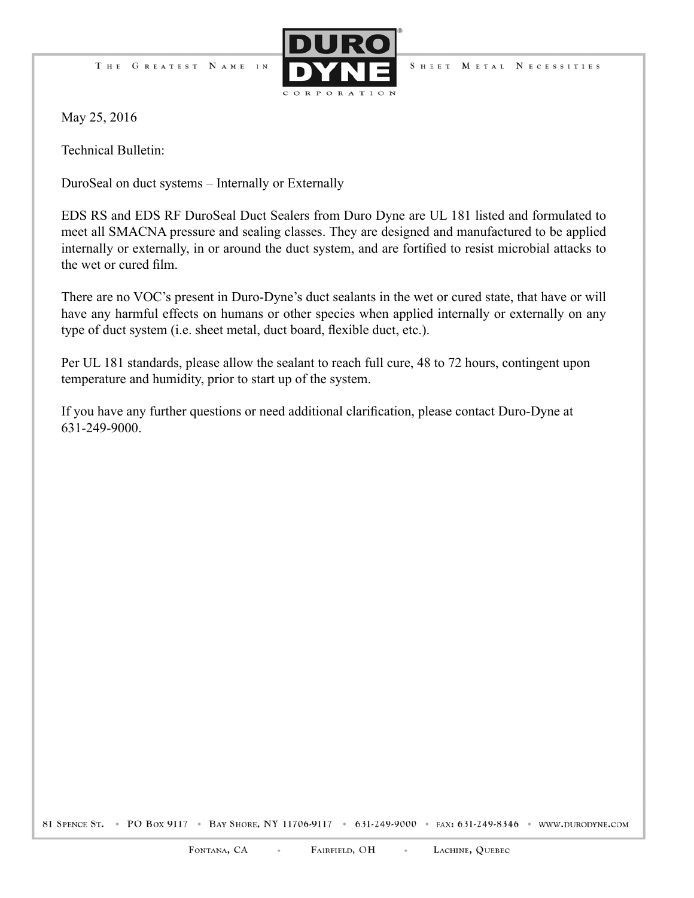May 25, 2016

Technical Bulletin:

DuroSeal on duct systems – Internally or Externally

EDS RS and EDS RF DuroSeal Duct Sealers from Duro Dyne are UL 181 listed and formulated to meet all SMACNA pressure and sealing classes. They are designed and manufactured to be applied internally or externally, in or around the duct system, and are fortified to resist microbial attacks to the wet or cured film.

There are no VOC's present in Duro-Dyne's duct sealants in the wet or cured state, that have or will have any harmful effects on humans or other species when applied internally or externally on any type of duct system (i.e. sheet metal, duct board, flexible duct, etc.).

Per UL 181 standards, please allow the sealant to reach full cure, 48 to 72 hours, contingent upon temperature and humidity, prior to start up of the system.

If you have any further questions or need additional clarification, please contact Duro-Dyne at 631-249-9000.